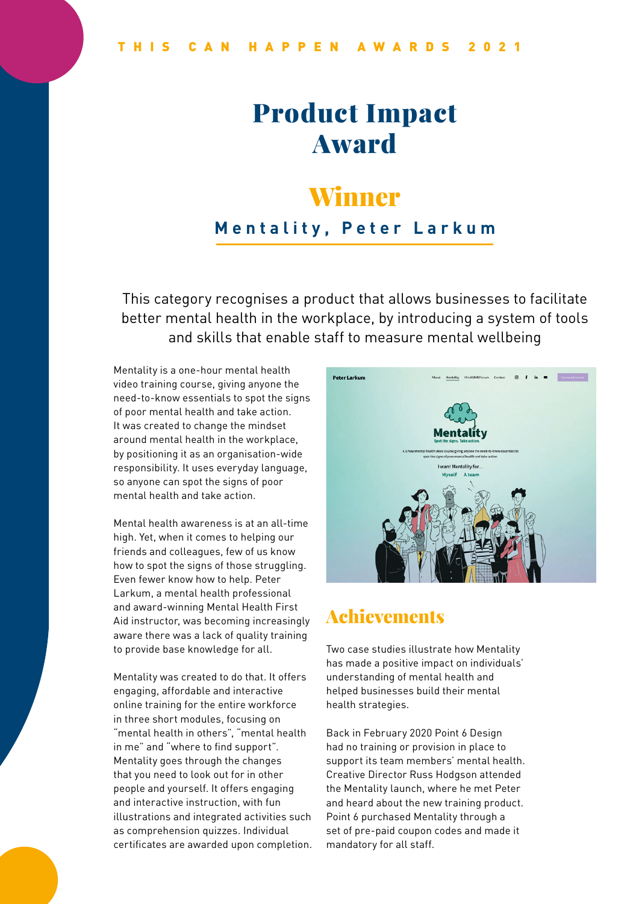THIS CAN HAPPEN AWARDS 2021

# Product Impact Award

## Winner

**Mentality, Peter Larkum**

This category recognises a product that allows businesses to facilitate better mental health in the workplace, by introducing a system of tools and skills that enable staff to measure mental wellbeing

Mentality is a one-hour mental health video training course, giving anyone the need-to-know essentials to spot the signs of poor mental health and take action. It was created to change the mindset around mental health in the workplace, by positioning it as an organisation-wide responsibility. It uses everyday language, so anyone can spot the signs of poor mental health and take action.

Mental health awareness is at an all-time high. Yet, when it comes to helping our friends and colleagues, few of us know how to spot the signs of those struggling. Even fewer know how to help. Peter Larkum, a mental health professional and award-winning Mental Health First Aid instructor, was becoming increasingly aware there was a lack of quality training to provide base knowledge for all.

Mentality was created to do that. It offers engaging, affordable and interactive online training for the entire workforce in three short modules, focusing on "mental health in others", "mental health in me" and "where to find support". Mentality goes through the changes that you need to look out for in other people and yourself. It offers engaging and interactive instruction, with fun illustrations and integrated activities such as comprehension quizzes. Individual certificates are awarded upon completion.

## Achievements

Two case studies illustrate how Mentality has made a positive impact on individuals' understanding of mental health and helped businesses build their mental health strategies.

Back in February 2020 Point 6 Design had no training or provision in place to support its team members' mental health. Creative Director Russ Hodgson attended the Mentality launch, where he met Peter and heard about the new training product. Point 6 purchased Mentality through a set of pre-paid coupon codes and made it mandatory for all staff.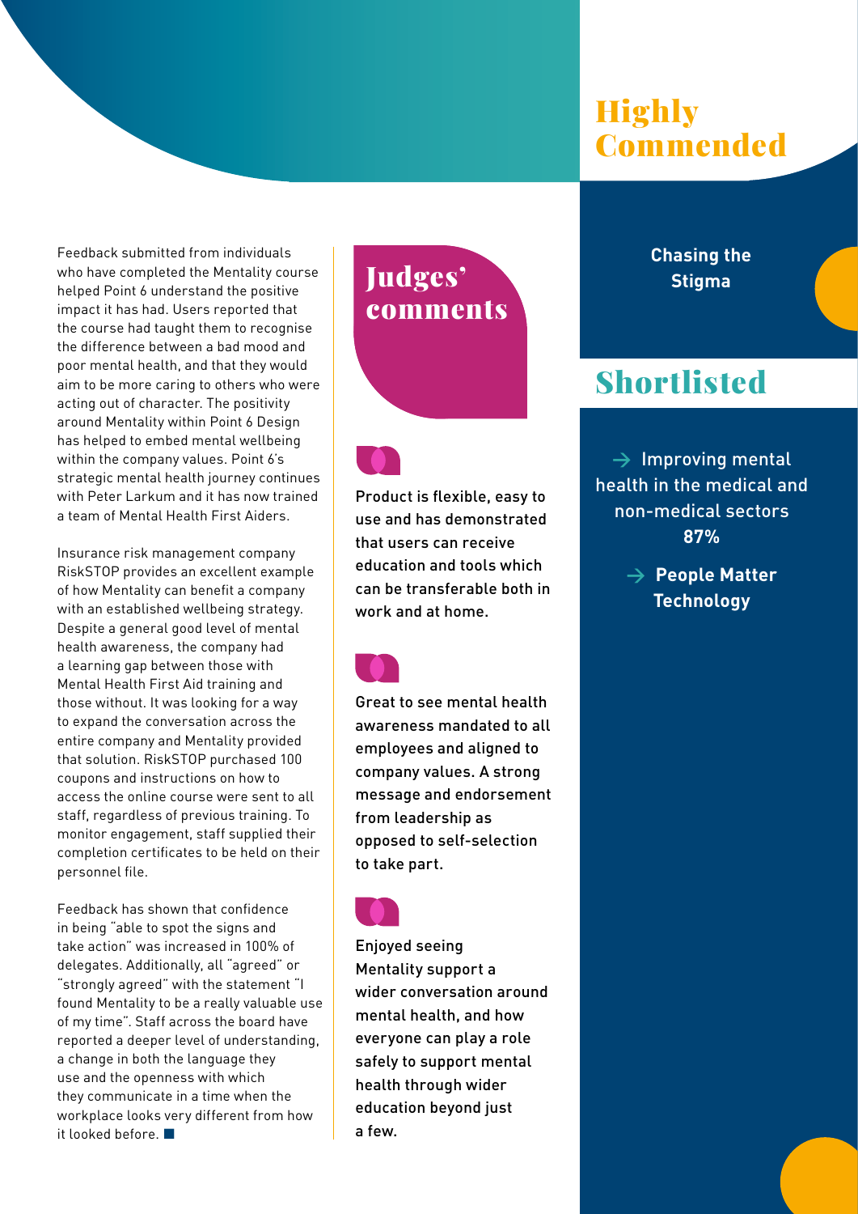Feedback submitted from individuals who have completed the Mentality course helped Point 6 understand the positive impact it has had. Users reported that the course had taught them to recognise the difference between a bad mood and poor mental health, and that they would aim to be more caring to others who were acting out of character. The positivity around Mentality within Point 6 Design has helped to embed mental wellbeing within the company values. Point 6's strategic mental health journey continues with Peter Larkum and it has now trained a team of Mental Health First Aiders.

Insurance risk management company RiskSTOP provides an excellent example of how Mentality can benefit a company with an established wellbeing strategy. Despite a general good level of mental health awareness, the company had a learning gap between those with Mental Health First Aid training and those without. It was looking for a way to expand the conversation across the entire company and Mentality provided that solution. RiskSTOP purchased 100 coupons and instructions on how to access the online course were sent to all staff, regardless of previous training. To monitor engagement, staff supplied their completion certificates to be held on their personnel file.

Feedback has shown that confidence in being "able to spot the signs and take action" was increased in 100% of delegates. Additionally, all "agreed" or "strongly agreed" with the statement "I found Mentality to be a really valuable use of my time". Staff across the board have reported a deeper level of understanding, a change in both the language they use and the openness with which they communicate in a time when the workplace looks very different from how it looked before.

## Judges' comments

Product is flexible, easy to use and has demonstrated that users can receive education and tools which can be transferable both in work and at home.

Great to see mental health awareness mandated to all employees and aligned to company values. A strong message and endorsement from leadership as opposed to self-selection to take part.

Enjoyed seeing Mentality support a wider conversation around mental health, and how everyone can play a role safely to support mental health through wider education beyond just a few.

## Highly Commended

**Chasing the Stigma**

## Shortlisted

→ Improving mental health in the medical and non-medical sectors **87%**

→ **People Matter Technology**